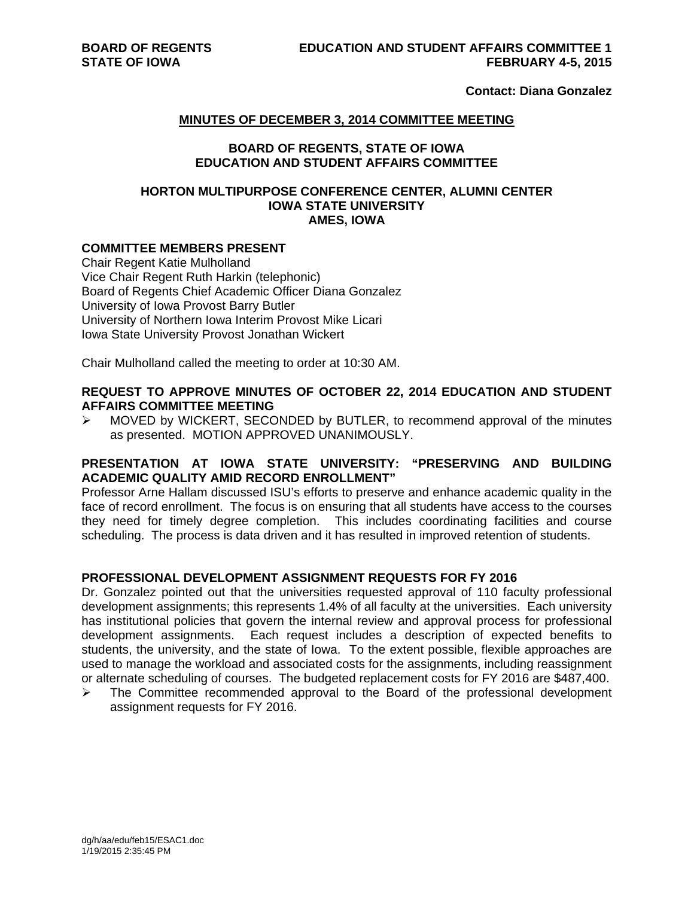Contact: Diana Gonzalez

## MINUTES OF DECEMBER 3, 2014 COMMITTEE MEETING

### BOARD OF REGENTS, STATE OF IOWA
### EDUCATION AND STUDENT AFFAIRS COMMITTEE

### HORTON MULTIPURPOSE CONFERENCE CENTER, ALUMNI CENTER
### IOWA STATE UNIVERSITY
### AMES, IOWA

**COMMITTEE MEMBERS PRESENT**

Chair Regent Katie Mulholland
Vice Chair Regent Ruth Harkin (telephonic)
Board of Regents Chief Academic Officer Diana Gonzalez
University of Iowa Provost Barry Butler
University of Northern Iowa Interim Provost Mike Licari
Iowa State University Provost Jonathan Wickert

Chair Mulholland called the meeting to order at 10:30 AM.

**REQUEST TO APPROVE MINUTES OF OCTOBER 22, 2014 EDUCATION AND STUDENT AFFAIRS COMMITTEE MEETING**

- MOVED by WICKERT, SECONDED by BUTLER, to recommend approval of the minutes as presented. MOTION APPROVED UNANIMOUSLY.

**PRESENTATION AT IOWA STATE UNIVERSITY: "PRESERVING AND BUILDING ACADEMIC QUALITY AMID RECORD ENROLLMENT"**

Professor Arne Hallam discussed ISU's efforts to preserve and enhance academic quality in the face of record enrollment. The focus is on ensuring that all students have access to the courses they need for timely degree completion. This includes coordinating facilities and course scheduling. The process is data driven and it has resulted in improved retention of students.

**PROFESSIONAL DEVELOPMENT ASSIGNMENT REQUESTS FOR FY 2016**

Dr. Gonzalez pointed out that the universities requested approval of 110 faculty professional development assignments; this represents 1.4% of all faculty at the universities. Each university has institutional policies that govern the internal review and approval process for professional development assignments. Each request includes a description of expected benefits to students, the university, and the state of Iowa. To the extent possible, flexible approaches are used to manage the workload and associated costs for the assignments, including reassignment or alternate scheduling of courses. The budgeted replacement costs for FY 2016 are $487,400.

- The Committee recommended approval to the Board of the professional development assignment requests for FY 2016.

dg/h/aa/edu/feb15/ESAC1.doc
1/19/2015 2:35:45 PM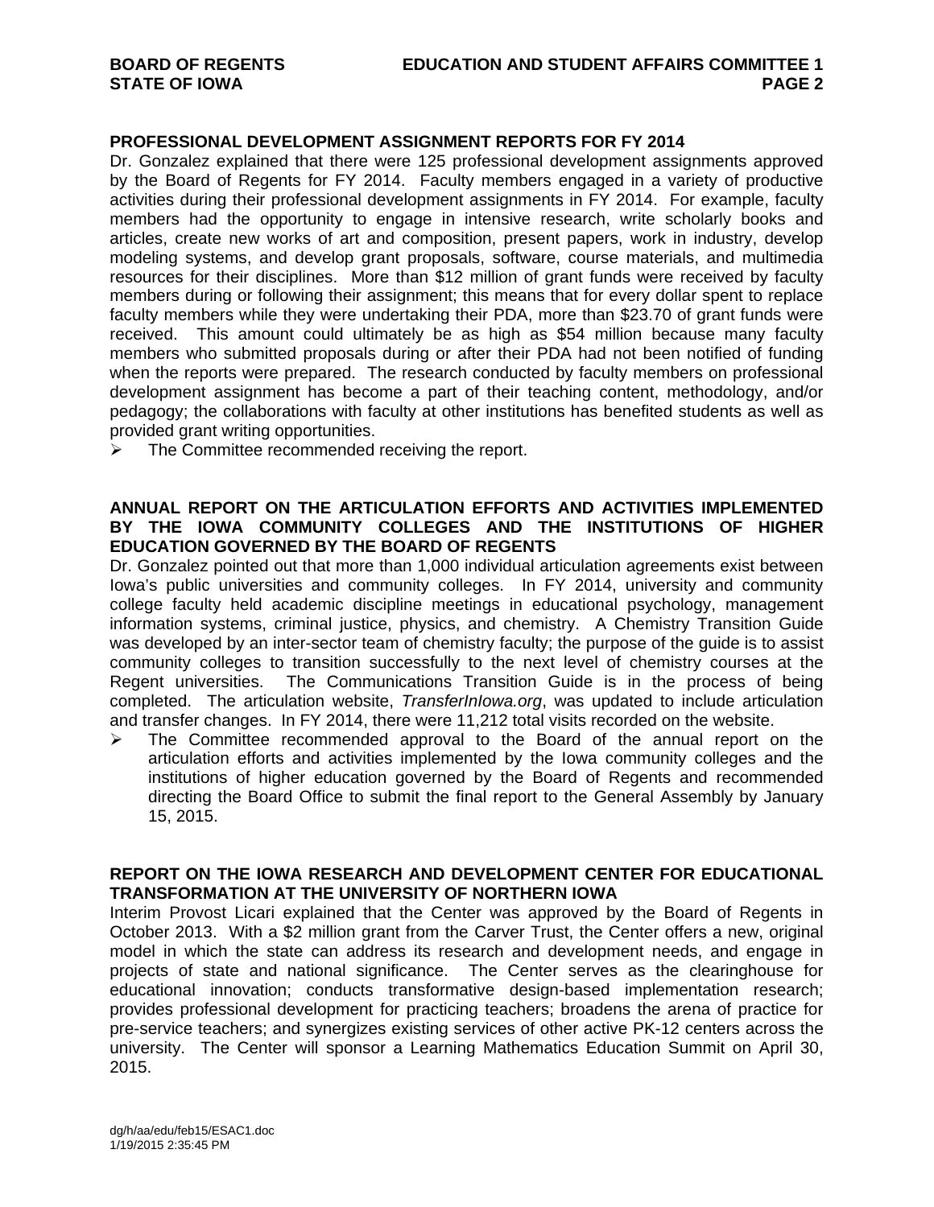## PROFESSIONAL DEVELOPMENT ASSIGNMENT REPORTS FOR FY 2014

Dr. Gonzalez explained that there were 125 professional development assignments approved by the Board of Regents for FY 2014. Faculty members engaged in a variety of productive activities during their professional development assignments in FY 2014. For example, faculty members had the opportunity to engage in intensive research, write scholarly books and articles, create new works of art and composition, present papers, work in industry, develop modeling systems, and develop grant proposals, software, course materials, and multimedia resources for their disciplines. More than $12 million of grant funds were received by faculty members during or following their assignment; this means that for every dollar spent to replace faculty members while they were undertaking their PDA, more than $23.70 of grant funds were received. This amount could ultimately be as high as $54 million because many faculty members who submitted proposals during or after their PDA had not been notified of funding when the reports were prepared. The research conducted by faculty members on professional development assignment has become a part of their teaching content, methodology, and/or pedagogy; the collaborations with faculty at other institutions has benefited students as well as provided grant writing opportunities.

- The Committee recommended receiving the report.

## ANNUAL REPORT ON THE ARTICULATION EFFORTS AND ACTIVITIES IMPLEMENTED BY THE IOWA COMMUNITY COLLEGES AND THE INSTITUTIONS OF HIGHER EDUCATION GOVERNED BY THE BOARD OF REGENTS

Dr. Gonzalez pointed out that more than 1,000 individual articulation agreements exist between Iowa's public universities and community colleges. In FY 2014, university and community college faculty held academic discipline meetings in educational psychology, management information systems, criminal justice, physics, and chemistry. A Chemistry Transition Guide was developed by an inter-sector team of chemistry faculty; the purpose of the guide is to assist community colleges to transition successfully to the next level of chemistry courses at the Regent universities. The Communications Transition Guide is in the process of being completed. The articulation website, *TransferInIowa.org*, was updated to include articulation and transfer changes. In FY 2014, there were 11,212 total visits recorded on the website.

- The Committee recommended approval to the Board of the annual report on the articulation efforts and activities implemented by the Iowa community colleges and the institutions of higher education governed by the Board of Regents and recommended directing the Board Office to submit the final report to the General Assembly by January 15, 2015.

## REPORT ON THE IOWA RESEARCH AND DEVELOPMENT CENTER FOR EDUCATIONAL TRANSFORMATION AT THE UNIVERSITY OF NORTHERN IOWA

Interim Provost Licari explained that the Center was approved by the Board of Regents in October 2013. With a $2 million grant from the Carver Trust, the Center offers a new, original model in which the state can address its research and development needs, and engage in projects of state and national significance. The Center serves as the clearinghouse for educational innovation; conducts transformative design-based implementation research; provides professional development for practicing teachers; broadens the arena of practice for pre-service teachers; and synergizes existing services of other active PK-12 centers across the university. The Center will sponsor a Learning Mathematics Education Summit on April 30, 2015.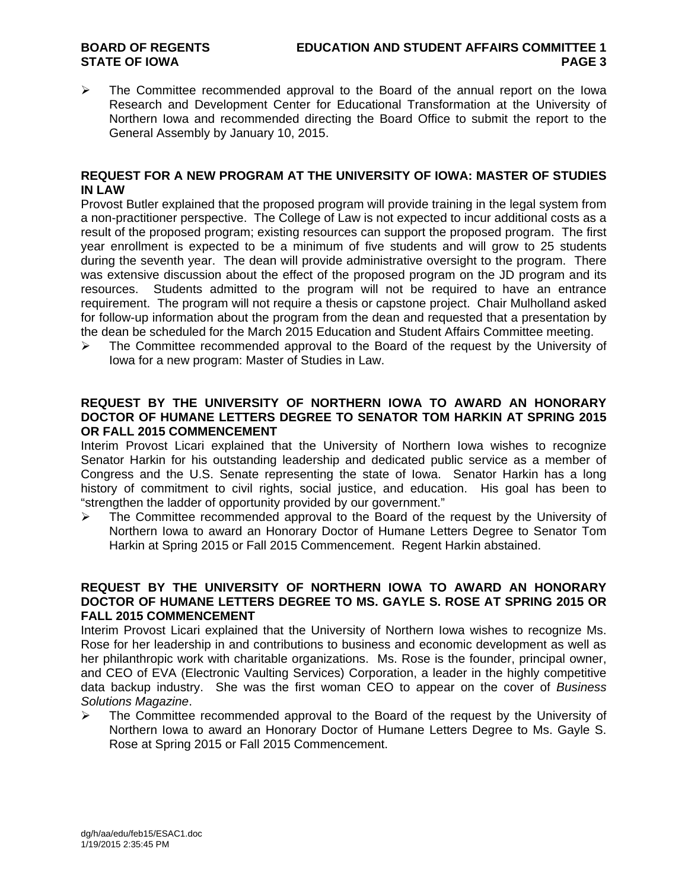- The Committee recommended approval to the Board of the annual report on the Iowa Research and Development Center for Educational Transformation at the University of Northern Iowa and recommended directing the Board Office to submit the report to the General Assembly by January 10, 2015.

**REQUEST FOR A NEW PROGRAM AT THE UNIVERSITY OF IOWA: MASTER OF STUDIES IN LAW**

Provost Butler explained that the proposed program will provide training in the legal system from a non-practitioner perspective. The College of Law is not expected to incur additional costs as a result of the proposed program; existing resources can support the proposed program. The first year enrollment is expected to be a minimum of five students and will grow to 25 students during the seventh year. The dean will provide administrative oversight to the program. There was extensive discussion about the effect of the proposed program on the JD program and its resources. Students admitted to the program will not be required to have an entrance requirement. The program will not require a thesis or capstone project. Chair Mulholland asked for follow-up information about the program from the dean and requested that a presentation by the dean be scheduled for the March 2015 Education and Student Affairs Committee meeting.

- The Committee recommended approval to the Board of the request by the University of Iowa for a new program: Master of Studies in Law.

**REQUEST BY THE UNIVERSITY OF NORTHERN IOWA TO AWARD AN HONORARY DOCTOR OF HUMANE LETTERS DEGREE TO SENATOR TOM HARKIN AT SPRING 2015 OR FALL 2015 COMMENCEMENT**

Interim Provost Licari explained that the University of Northern Iowa wishes to recognize Senator Harkin for his outstanding leadership and dedicated public service as a member of Congress and the U.S. Senate representing the state of Iowa. Senator Harkin has a long history of commitment to civil rights, social justice, and education. His goal has been to "strengthen the ladder of opportunity provided by our government."

- The Committee recommended approval to the Board of the request by the University of Northern Iowa to award an Honorary Doctor of Humane Letters Degree to Senator Tom Harkin at Spring 2015 or Fall 2015 Commencement. Regent Harkin abstained.

**REQUEST BY THE UNIVERSITY OF NORTHERN IOWA TO AWARD AN HONORARY DOCTOR OF HUMANE LETTERS DEGREE TO MS. GAYLE S. ROSE AT SPRING 2015 OR FALL 2015 COMMENCEMENT**

Interim Provost Licari explained that the University of Northern Iowa wishes to recognize Ms. Rose for her leadership in and contributions to business and economic development as well as her philanthropic work with charitable organizations. Ms. Rose is the founder, principal owner, and CEO of EVA (Electronic Vaulting Services) Corporation, a leader in the highly competitive data backup industry. She was the first woman CEO to appear on the cover of *Business Solutions Magazine*.

- The Committee recommended approval to the Board of the request by the University of Northern Iowa to award an Honorary Doctor of Humane Letters Degree to Ms. Gayle S. Rose at Spring 2015 or Fall 2015 Commencement.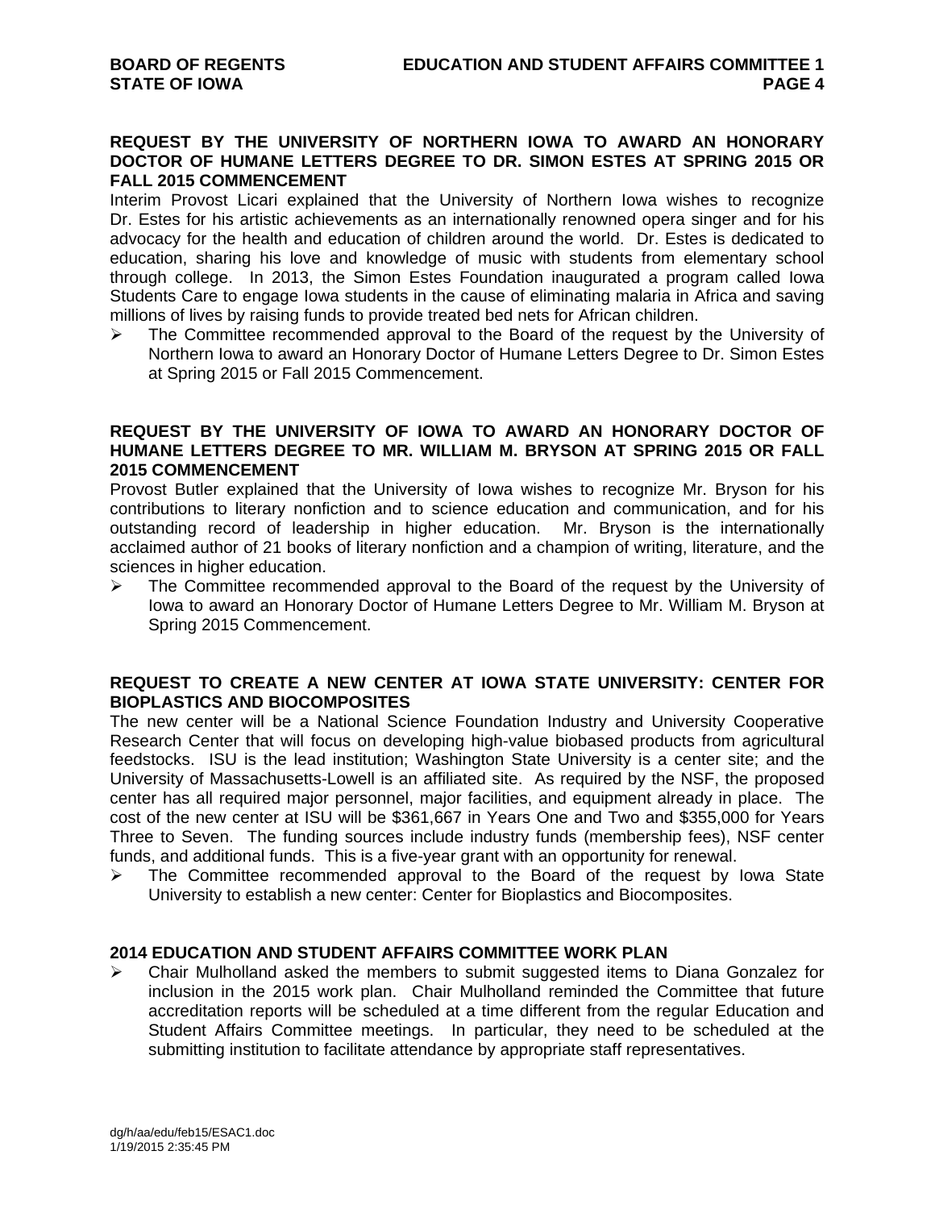**REQUEST BY THE UNIVERSITY OF NORTHERN IOWA TO AWARD AN HONORARY DOCTOR OF HUMANE LETTERS DEGREE TO DR. SIMON ESTES AT SPRING 2015 OR FALL 2015 COMMENCEMENT**

Interim Provost Licari explained that the University of Northern Iowa wishes to recognize Dr. Estes for his artistic achievements as an internationally renowned opera singer and for his advocacy for the health and education of children around the world. Dr. Estes is dedicated to education, sharing his love and knowledge of music with students from elementary school through college. In 2013, the Simon Estes Foundation inaugurated a program called Iowa Students Care to engage Iowa students in the cause of eliminating malaria in Africa and saving millions of lives by raising funds to provide treated bed nets for African children.

- The Committee recommended approval to the Board of the request by the University of Northern Iowa to award an Honorary Doctor of Humane Letters Degree to Dr. Simon Estes at Spring 2015 or Fall 2015 Commencement.

**REQUEST BY THE UNIVERSITY OF IOWA TO AWARD AN HONORARY DOCTOR OF HUMANE LETTERS DEGREE TO MR. WILLIAM M. BRYSON AT SPRING 2015 OR FALL 2015 COMMENCEMENT**

Provost Butler explained that the University of Iowa wishes to recognize Mr. Bryson for his contributions to literary nonfiction and to science education and communication, and for his outstanding record of leadership in higher education. Mr. Bryson is the internationally acclaimed author of 21 books of literary nonfiction and a champion of writing, literature, and the sciences in higher education.

- The Committee recommended approval to the Board of the request by the University of Iowa to award an Honorary Doctor of Humane Letters Degree to Mr. William M. Bryson at Spring 2015 Commencement.

**REQUEST TO CREATE A NEW CENTER AT IOWA STATE UNIVERSITY: CENTER FOR BIOPLASTICS AND BIOCOMPOSITES**

The new center will be a National Science Foundation Industry and University Cooperative Research Center that will focus on developing high-value biobased products from agricultural feedstocks. ISU is the lead institution; Washington State University is a center site; and the University of Massachusetts-Lowell is an affiliated site. As required by the NSF, the proposed center has all required major personnel, major facilities, and equipment already in place. The cost of the new center at ISU will be $361,667 in Years One and Two and $355,000 for Years Three to Seven. The funding sources include industry funds (membership fees), NSF center funds, and additional funds. This is a five-year grant with an opportunity for renewal.

- The Committee recommended approval to the Board of the request by Iowa State University to establish a new center: Center for Bioplastics and Biocomposites.

**2014 EDUCATION AND STUDENT AFFAIRS COMMITTEE WORK PLAN**

- Chair Mulholland asked the members to submit suggested items to Diana Gonzalez for inclusion in the 2015 work plan. Chair Mulholland reminded the Committee that future accreditation reports will be scheduled at a time different from the regular Education and Student Affairs Committee meetings. In particular, they need to be scheduled at the submitting institution to facilitate attendance by appropriate staff representatives.

dg/h/aa/edu/feb15/ESAC1.doc
1/19/2015 2:35:45 PM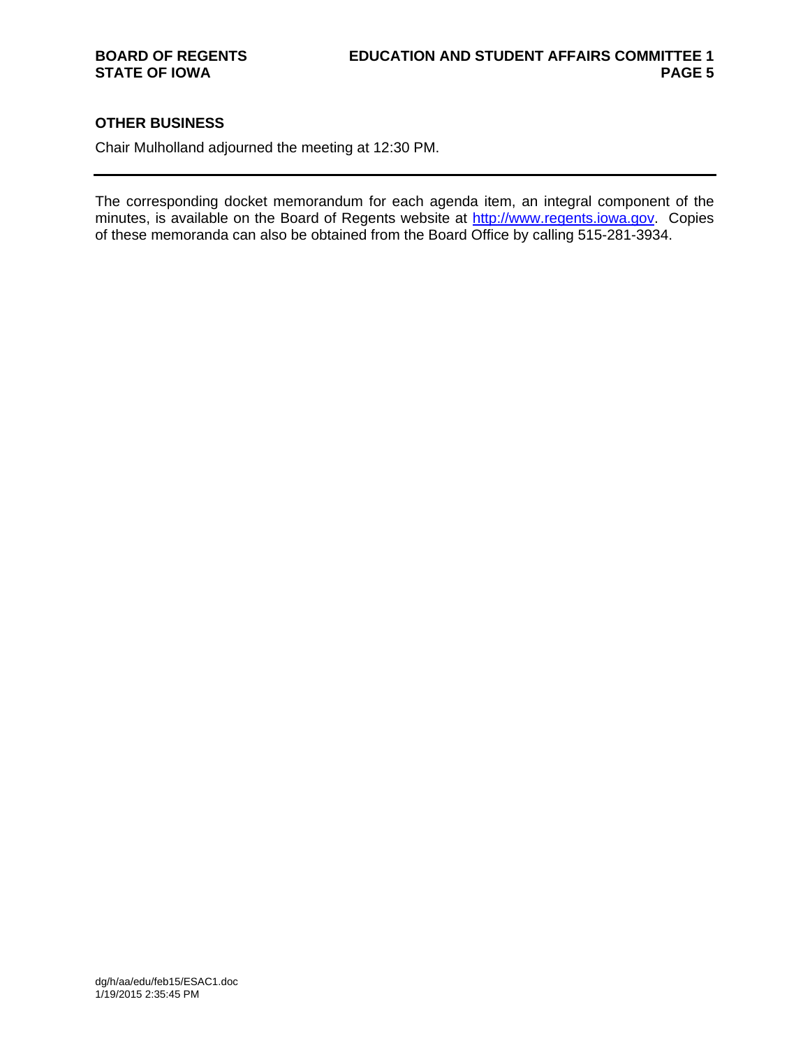## OTHER BUSINESS

Chair Mulholland adjourned the meeting at 12:30 PM.

---

The corresponding docket memorandum for each agenda item, an integral component of the minutes, is available on the Board of Regents website at http://www.regents.iowa.gov. Copies of these memoranda can also be obtained from the Board Office by calling 515-281-3934.

dg/h/aa/edu/feb15/ESAC1.doc
1/19/2015 2:35:45 PM